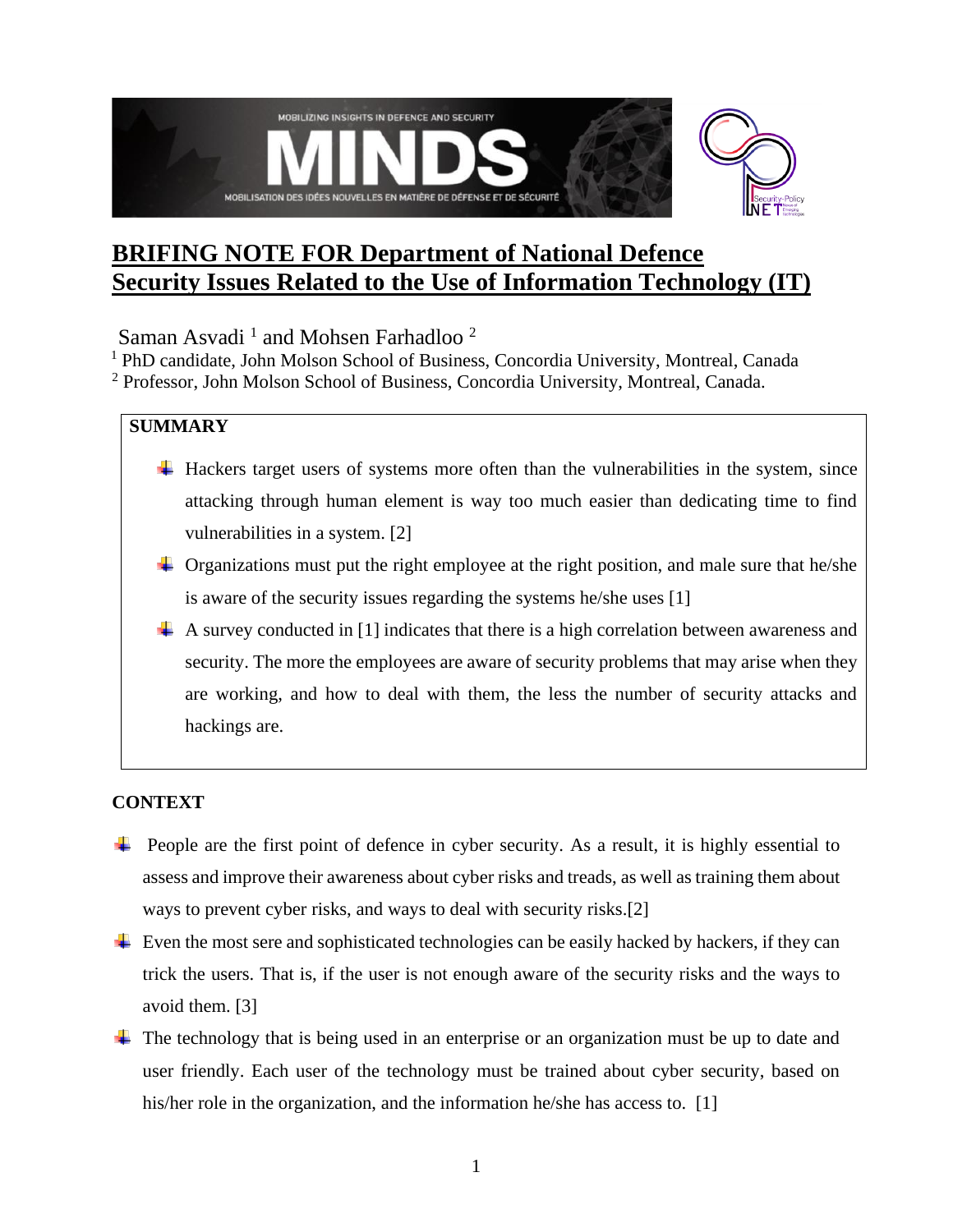# BRIFING NOTE FOR Department of National Defence
# Security Issues Related to the Use of Information Technology (IT)

Saman Asvadi [1] and Mohsen Farhadloo [2]

[1] PhD candidate, John Molson School of Business, Concordia University, Montreal, Canada

[2] Professor, John Molson School of Business, Concordia University, Montreal, Canada.

## SUMMARY

- Hackers target users of systems more often than the vulnerabilities in the system, since attacking through human element is way too much easier than dedicating time to find vulnerabilities in a system. [2]
- Organizations must put the right employee at the right position, and male sure that he/she is aware of the security issues regarding the systems he/she uses [1]
- A survey conducted in [1] indicates that there is a high correlation between awareness and security. The more the employees are aware of security problems that may arise when they are working, and how to deal with them, the less the number of security attacks and hackings are.

## CONTEXT

- People are the first point of defence in cyber security. As a result, it is highly essential to assess and improve their awareness about cyber risks and treads, as well as training them about ways to prevent cyber risks, and ways to deal with security risks.[2]
- Even the most sere and sophisticated technologies can be easily hacked by hackers, if they can trick the users. That is, if the user is not enough aware of the security risks and the ways to avoid them. [3]
- The technology that is being used in an enterprise or an organization must be up to date and user friendly. Each user of the technology must be trained about cyber security, based on his/her role in the organization, and the information he/she has access to. [1]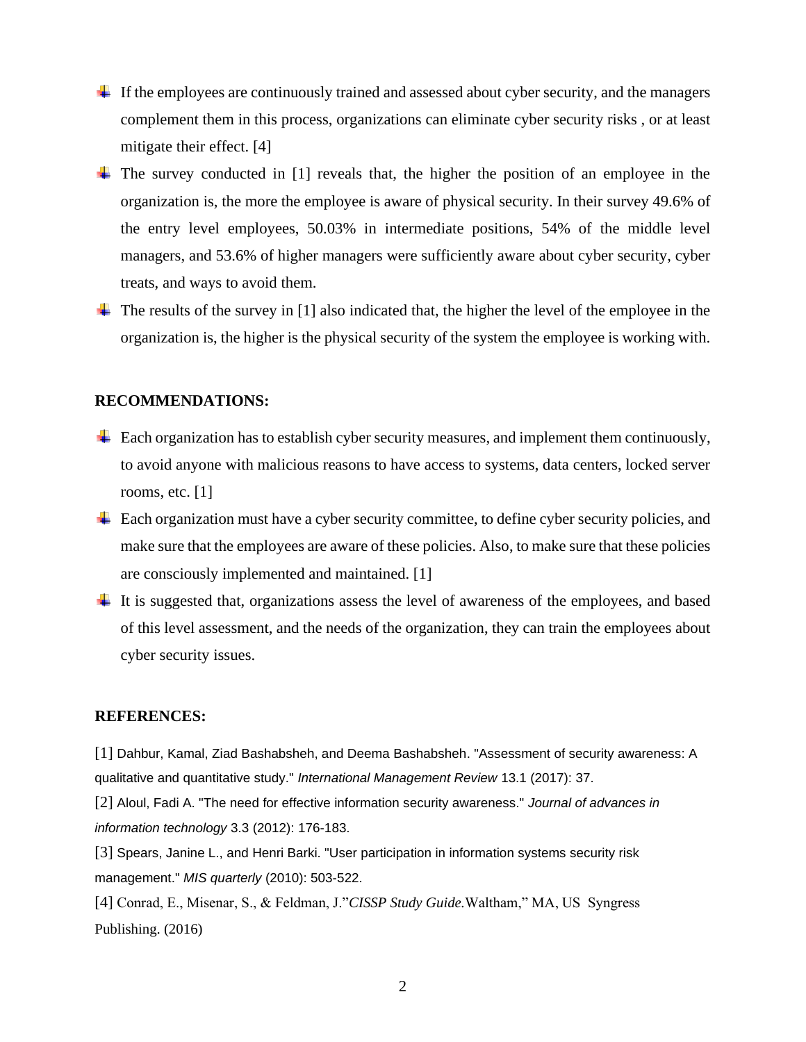- If the employees are continuously trained and assessed about cyber security, and the managers complement them in this process, organizations can eliminate cyber security risks , or at least mitigate their effect. [4]
- The survey conducted in [1] reveals that, the higher the position of an employee in the organization is, the more the employee is aware of physical security. In their survey 49.6% of the entry level employees, 50.03% in intermediate positions, 54% of the middle level managers, and 53.6% of higher managers were sufficiently aware about cyber security, cyber treats, and ways to avoid them.
- The results of the survey in [1] also indicated that, the higher the level of the employee in the organization is, the higher is the physical security of the system the employee is working with.

**RECOMMENDATIONS:**

- Each organization has to establish cyber security measures, and implement them continuously, to avoid anyone with malicious reasons to have access to systems, data centers, locked server rooms, etc. [1]
- Each organization must have a cyber security committee, to define cyber security policies, and make sure that the employees are aware of these policies. Also, to make sure that these policies are consciously implemented and maintained. [1]
- It is suggested that, organizations assess the level of awareness of the employees, and based of this level assessment, and the needs of the organization, they can train the employees about cyber security issues.

**REFERENCES:**

[1] Dahbur, Kamal, Ziad Bashabsheh, and Deema Bashabsheh. "Assessment of security awareness: A qualitative and quantitative study." *International Management Review* 13.1 (2017): 37.

[2] Aloul, Fadi A. "The need for effective information security awareness." *Journal of advances in information technology* 3.3 (2012): 176-183.

[3] Spears, Janine L., and Henri Barki. "User participation in information systems security risk management." *MIS quarterly* (2010): 503-522.

[4] Conrad, E., Misenar, S., & Feldman, J."*CISSP Study Guide.*Waltham," MA, US Syngress Publishing. (2016)